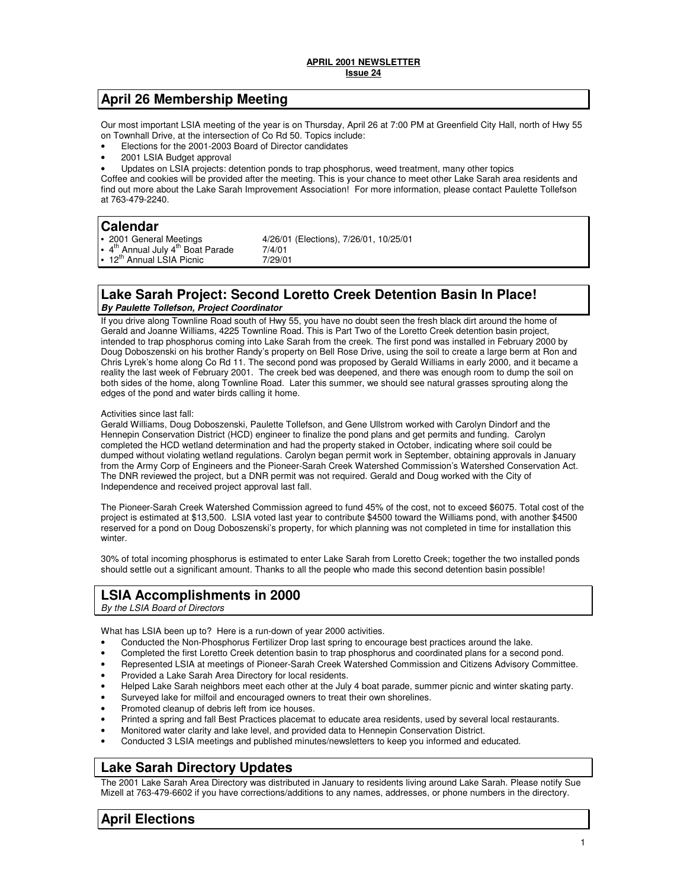**APRIL 2001 NEWSLETTER**
**Issue 24**

## April 26 Membership Meeting

Our most important LSIA meeting of the year is on Thursday, April 26 at 7:00 PM at Greenfield City Hall, north of Hwy 55 on Townhall Drive, at the intersection of Co Rd 50. Topics include:

- Elections for the 2001-2003 Board of Director candidates
- 2001 LSIA Budget approval
- Updates on LSIA projects: detention ponds to trap phosphorus, weed treatment, many other topics

Coffee and cookies will be provided after the meeting. This is your chance to meet other Lake Sarah area residents and find out more about the Lake Sarah Improvement Association! For more information, please contact Paulette Tollefson at 763-479-2240.

## Calendar

| | |
|---|---|
| • 2001 General Meetings | 4/26/01 (Elections), 7/26/01, 10/25/01 |
| • 4th Annual July 4th Boat Parade | 7/4/01 |
| • 12th Annual LSIA Picnic | 7/29/01 |

## Lake Sarah Project: Second Loretto Creek Detention Basin In Place!

***By Paulette Tollefson, Project Coordinator***

If you drive along Townline Road south of Hwy 55, you have no doubt seen the fresh black dirt around the home of Gerald and Joanne Williams, 4225 Townline Road. This is Part Two of the Loretto Creek detention basin project, intended to trap phosphorus coming into Lake Sarah from the creek. The first pond was installed in February 2000 by Doug Doboszenski on his brother Randy's property on Bell Rose Drive, using the soil to create a large berm at Ron and Chris Lyrek's home along Co Rd 11. The second pond was proposed by Gerald Williams in early 2000, and it became a reality the last week of February 2001. The creek bed was deepened, and there was enough room to dump the soil on both sides of the home, along Townline Road. Later this summer, we should see natural grasses sprouting along the edges of the pond and water birds calling it home.

Activities since last fall:
Gerald Williams, Doug Doboszenski, Paulette Tollefson, and Gene Ullstrom worked with Carolyn Dindorf and the Hennepin Conservation District (HCD) engineer to finalize the pond plans and get permits and funding. Carolyn completed the HCD wetland determination and had the property staked in October, indicating where soil could be dumped without violating wetland regulations. Carolyn began permit work in September, obtaining approvals in January from the Army Corp of Engineers and the Pioneer-Sarah Creek Watershed Commission's Watershed Conservation Act. The DNR reviewed the project, but a DNR permit was not required. Gerald and Doug worked with the City of Independence and received project approval last fall.

The Pioneer-Sarah Creek Watershed Commission agreed to fund 45% of the cost, not to exceed $6075. Total cost of the project is estimated at $13,500. LSIA voted last year to contribute $4500 toward the Williams pond, with another $4500 reserved for a pond on Doug Doboszenski's property, for which planning was not completed in time for installation this winter.

30% of total incoming phosphorus is estimated to enter Lake Sarah from Loretto Creek; together the two installed ponds should settle out a significant amount. Thanks to all the people who made this second detention basin possible!

## LSIA Accomplishments in 2000

*By the LSIA Board of Directors*

What has LSIA been up to? Here is a run-down of year 2000 activities.

- Conducted the Non-Phosphorus Fertilizer Drop last spring to encourage best practices around the lake.
- Completed the first Loretto Creek detention basin to trap phosphorus and coordinated plans for a second pond.
- Represented LSIA at meetings of Pioneer-Sarah Creek Watershed Commission and Citizens Advisory Committee.
- Provided a Lake Sarah Area Directory for local residents.
- Helped Lake Sarah neighbors meet each other at the July 4 boat parade, summer picnic and winter skating party.
- Surveyed lake for milfoil and encouraged owners to treat their own shorelines.
- Promoted cleanup of debris left from ice houses.
- Printed a spring and fall Best Practices placemat to educate area residents, used by several local restaurants.
- Monitored water clarity and lake level, and provided data to Hennepin Conservation District.
- Conducted 3 LSIA meetings and published minutes/newsletters to keep you informed and educated.

## Lake Sarah Directory Updates

The 2001 Lake Sarah Area Directory was distributed in January to residents living around Lake Sarah. Please notify Sue Mizell at 763-479-6602 if you have corrections/additions to any names, addresses, or phone numbers in the directory.

## April Elections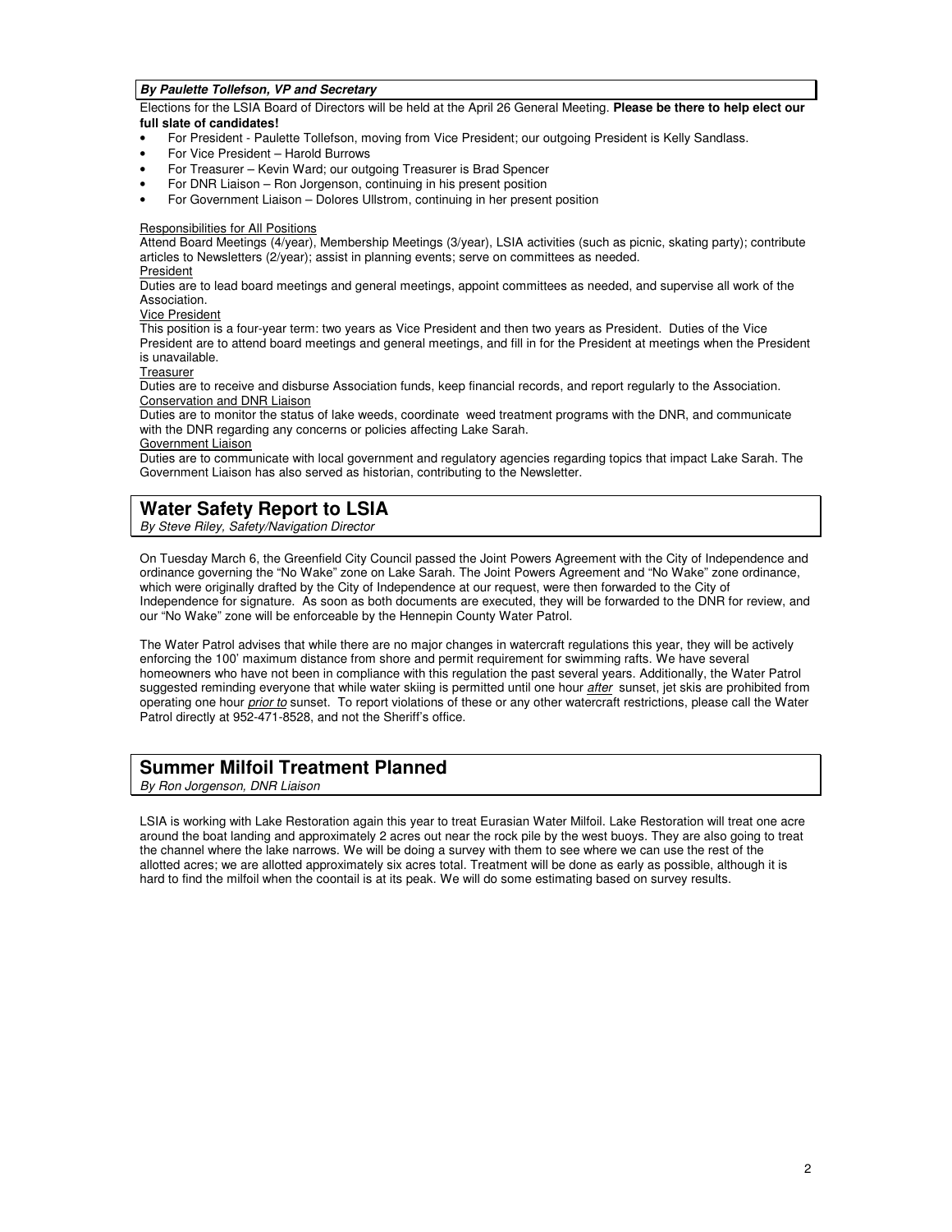***By Paulette Tollefson, VP and Secretary***

Elections for the LSIA Board of Directors will be held at the April 26 General Meeting. **Please be there to help elect our full slate of candidates!**

- For President - Paulette Tollefson, moving from Vice President; our outgoing President is Kelly Sandlass.
- For Vice President – Harold Burrows
- For Treasurer – Kevin Ward; our outgoing Treasurer is Brad Spencer
- For DNR Liaison – Ron Jorgenson, continuing in his present position
- For Government Liaison – Dolores Ullstrom, continuing in her present position

Responsibilities for All Positions

Attend Board Meetings (4/year), Membership Meetings (3/year), LSIA activities (such as picnic, skating party); contribute articles to Newsletters (2/year); assist in planning events; serve on committees as needed.

President

Duties are to lead board meetings and general meetings, appoint committees as needed, and supervise all work of the Association.

Vice President

This position is a four-year term: two years as Vice President and then two years as President. Duties of the Vice President are to attend board meetings and general meetings, and fill in for the President at meetings when the President is unavailable.

Treasurer

Duties are to receive and disburse Association funds, keep financial records, and report regularly to the Association.

Conservation and DNR Liaison

Duties are to monitor the status of lake weeds, coordinate weed treatment programs with the DNR, and communicate with the DNR regarding any concerns or policies affecting Lake Sarah.

Government Liaison

Duties are to communicate with local government and regulatory agencies regarding topics that impact Lake Sarah. The Government Liaison has also served as historian, contributing to the Newsletter.

## Water Safety Report to LSIA

*By Steve Riley, Safety/Navigation Director*

On Tuesday March 6, the Greenfield City Council passed the Joint Powers Agreement with the City of Independence and ordinance governing the "No Wake" zone on Lake Sarah. The Joint Powers Agreement and "No Wake" zone ordinance, which were originally drafted by the City of Independence at our request, were then forwarded to the City of Independence for signature. As soon as both documents are executed, they will be forwarded to the DNR for review, and our "No Wake" zone will be enforceable by the Hennepin County Water Patrol.

The Water Patrol advises that while there are no major changes in watercraft regulations this year, they will be actively enforcing the 100' maximum distance from shore and permit requirement for swimming rafts. We have several homeowners who have not been in compliance with this regulation the past several years. Additionally, the Water Patrol suggested reminding everyone that while water skiing is permitted until one hour *after* sunset, jet skis are prohibited from operating one hour *prior to* sunset. To report violations of these or any other watercraft restrictions, please call the Water Patrol directly at 952-471-8528, and not the Sheriff's office.

## Summer Milfoil Treatment Planned

*By Ron Jorgenson, DNR Liaison*

LSIA is working with Lake Restoration again this year to treat Eurasian Water Milfoil. Lake Restoration will treat one acre around the boat landing and approximately 2 acres out near the rock pile by the west buoys. They are also going to treat the channel where the lake narrows. We will be doing a survey with them to see where we can use the rest of the allotted acres; we are allotted approximately six acres total. Treatment will be done as early as possible, although it is hard to find the milfoil when the coontail is at its peak. We will do some estimating based on survey results.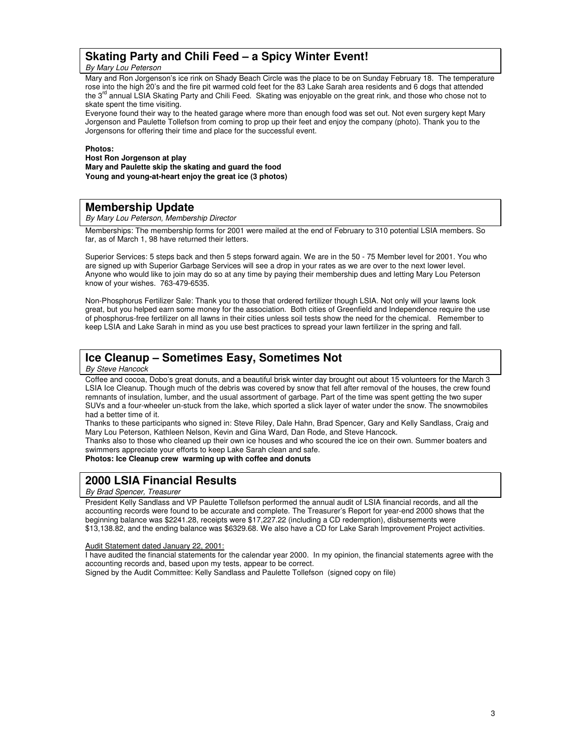## Skating Party and Chili Feed – a Spicy Winter Event!

*By Mary Lou Peterson*

Mary and Ron Jorgenson's ice rink on Shady Beach Circle was the place to be on Sunday February 18. The temperature rose into the high 20's and the fire pit warmed cold feet for the 83 Lake Sarah area residents and 6 dogs that attended the 3rd annual LSIA Skating Party and Chili Feed. Skating was enjoyable on the great rink, and those who chose not to skate spent the time visiting.

Everyone found their way to the heated garage where more than enough food was set out. Not even surgery kept Mary Jorgenson and Paulette Tollefson from coming to prop up their feet and enjoy the company (photo). Thank you to the Jorgensons for offering their time and place for the successful event.

**Photos:**
**Host Ron Jorgenson at play**
**Mary and Paulette skip the skating and guard the food**
**Young and young-at-heart enjoy the great ice (3 photos)**

## Membership Update

*By Mary Lou Peterson, Membership Director*

Memberships: The membership forms for 2001 were mailed at the end of February to 310 potential LSIA members. So far, as of March 1, 98 have returned their letters.

Superior Services: 5 steps back and then 5 steps forward again. We are in the 50 - 75 Member level for 2001. You who are signed up with Superior Garbage Services will see a drop in your rates as we are over to the next lower level. Anyone who would like to join may do so at any time by paying their membership dues and letting Mary Lou Peterson know of your wishes. 763-479-6535.

Non-Phosphorus Fertilizer Sale: Thank you to those that ordered fertilizer though LSIA. Not only will your lawns look great, but you helped earn some money for the association. Both cities of Greenfield and Independence require the use of phosphorus-free fertilizer on all lawns in their cities unless soil tests show the need for the chemical. Remember to keep LSIA and Lake Sarah in mind as you use best practices to spread your lawn fertilizer in the spring and fall.

## Ice Cleanup – Sometimes Easy, Sometimes Not

*By Steve Hancock*

Coffee and cocoa, Dobo's great donuts, and a beautiful brisk winter day brought out about 15 volunteers for the March 3 LSIA Ice Cleanup. Though much of the debris was covered by snow that fell after removal of the houses, the crew found remnants of insulation, lumber, and the usual assortment of garbage. Part of the time was spent getting the two super SUVs and a four-wheeler un-stuck from the lake, which sported a slick layer of water under the snow. The snowmobiles had a better time of it.

Thanks to these participants who signed in: Steve Riley, Dale Hahn, Brad Spencer, Gary and Kelly Sandlass, Craig and Mary Lou Peterson, Kathleen Nelson, Kevin and Gina Ward, Dan Rode, and Steve Hancock.

Thanks also to those who cleaned up their own ice houses and who scoured the ice on their own. Summer boaters and swimmers appreciate your efforts to keep Lake Sarah clean and safe.

**Photos: Ice Cleanup crew warming up with coffee and donuts**

## 2000 LSIA Financial Results

*By Brad Spencer, Treasurer*

President Kelly Sandlass and VP Paulette Tollefson performed the annual audit of LSIA financial records, and all the accounting records were found to be accurate and complete. The Treasurer's Report for year-end 2000 shows that the beginning balance was $2241.28, receipts were $17,227.22 (including a CD redemption), disbursements were $13,138.82, and the ending balance was $6329.68. We also have a CD for Lake Sarah Improvement Project activities.

Audit Statement dated January 22, 2001:

I have audited the financial statements for the calendar year 2000. In my opinion, the financial statements agree with the accounting records and, based upon my tests, appear to be correct.

Signed by the Audit Committee: Kelly Sandlass and Paulette Tollefson (signed copy on file)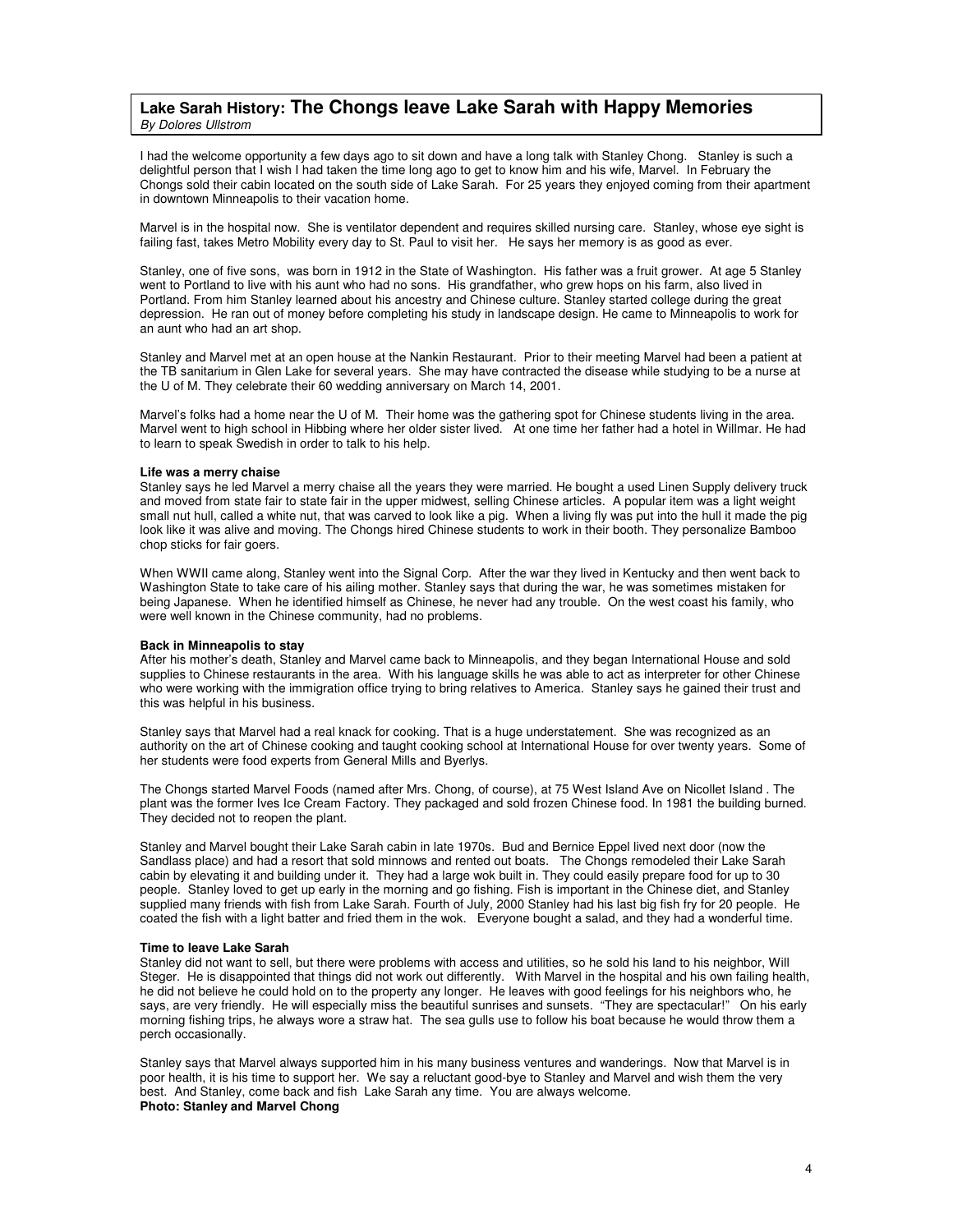## Lake Sarah History: The Chongs leave Lake Sarah with Happy Memories

*By Dolores Ullstrom*

I had the welcome opportunity a few days ago to sit down and have a long talk with Stanley Chong. Stanley is such a delightful person that I wish I had taken the time long ago to get to know him and his wife, Marvel. In February the Chongs sold their cabin located on the south side of Lake Sarah. For 25 years they enjoyed coming from their apartment in downtown Minneapolis to their vacation home.

Marvel is in the hospital now. She is ventilator dependent and requires skilled nursing care. Stanley, whose eye sight is failing fast, takes Metro Mobility every day to St. Paul to visit her. He says her memory is as good as ever.

Stanley, one of five sons, was born in 1912 in the State of Washington. His father was a fruit grower. At age 5 Stanley went to Portland to live with his aunt who had no sons. His grandfather, who grew hops on his farm, also lived in Portland. From him Stanley learned about his ancestry and Chinese culture. Stanley started college during the great depression. He ran out of money before completing his study in landscape design. He came to Minneapolis to work for an aunt who had an art shop.

Stanley and Marvel met at an open house at the Nankin Restaurant. Prior to their meeting Marvel had been a patient at the TB sanitarium in Glen Lake for several years. She may have contracted the disease while studying to be a nurse at the U of M. They celebrate their 60 wedding anniversary on March 14, 2001.

Marvel's folks had a home near the U of M. Their home was the gathering spot for Chinese students living in the area. Marvel went to high school in Hibbing where her older sister lived. At one time her father had a hotel in Willmar. He had to learn to speak Swedish in order to talk to his help.

**Life was a merry chaise**

Stanley says he led Marvel a merry chaise all the years they were married. He bought a used Linen Supply delivery truck and moved from state fair to state fair in the upper midwest, selling Chinese articles. A popular item was a light weight small nut hull, called a white nut, that was carved to look like a pig. When a living fly was put into the hull it made the pig look like it was alive and moving. The Chongs hired Chinese students to work in their booth. They personalize Bamboo chop sticks for fair goers.

When WWII came along, Stanley went into the Signal Corp. After the war they lived in Kentucky and then went back to Washington State to take care of his ailing mother. Stanley says that during the war, he was sometimes mistaken for being Japanese. When he identified himself as Chinese, he never had any trouble. On the west coast his family, who were well known in the Chinese community, had no problems.

**Back in Minneapolis to stay**

After his mother's death, Stanley and Marvel came back to Minneapolis, and they began International House and sold supplies to Chinese restaurants in the area. With his language skills he was able to act as interpreter for other Chinese who were working with the immigration office trying to bring relatives to America. Stanley says he gained their trust and this was helpful in his business.

Stanley says that Marvel had a real knack for cooking. That is a huge understatement. She was recognized as an authority on the art of Chinese cooking and taught cooking school at International House for over twenty years. Some of her students were food experts from General Mills and Byerlys.

The Chongs started Marvel Foods (named after Mrs. Chong, of course), at 75 West Island Ave on Nicollet Island . The plant was the former Ives Ice Cream Factory. They packaged and sold frozen Chinese food. In 1981 the building burned. They decided not to reopen the plant.

Stanley and Marvel bought their Lake Sarah cabin in late 1970s. Bud and Bernice Eppel lived next door (now the Sandlass place) and had a resort that sold minnows and rented out boats. The Chongs remodeled their Lake Sarah cabin by elevating it and building under it. They had a large wok built in. They could easily prepare food for up to 30 people. Stanley loved to get up early in the morning and go fishing. Fish is important in the Chinese diet, and Stanley supplied many friends with fish from Lake Sarah. Fourth of July, 2000 Stanley had his last big fish fry for 20 people. He coated the fish with a light batter and fried them in the wok. Everyone bought a salad, and they had a wonderful time.

**Time to leave Lake Sarah**

Stanley did not want to sell, but there were problems with access and utilities, so he sold his land to his neighbor, Will Steger. He is disappointed that things did not work out differently. With Marvel in the hospital and his own failing health, he did not believe he could hold on to the property any longer. He leaves with good feelings for his neighbors who, he says, are very friendly. He will especially miss the beautiful sunrises and sunsets. "They are spectacular!" On his early morning fishing trips, he always wore a straw hat. The sea gulls use to follow his boat because he would throw them a perch occasionally.

Stanley says that Marvel always supported him in his many business ventures and wanderings. Now that Marvel is in poor health, it is his time to support her. We say a reluctant good-bye to Stanley and Marvel and wish them the very best. And Stanley, come back and fish Lake Sarah any time. You are always welcome.

**Photo: Stanley and Marvel Chong**